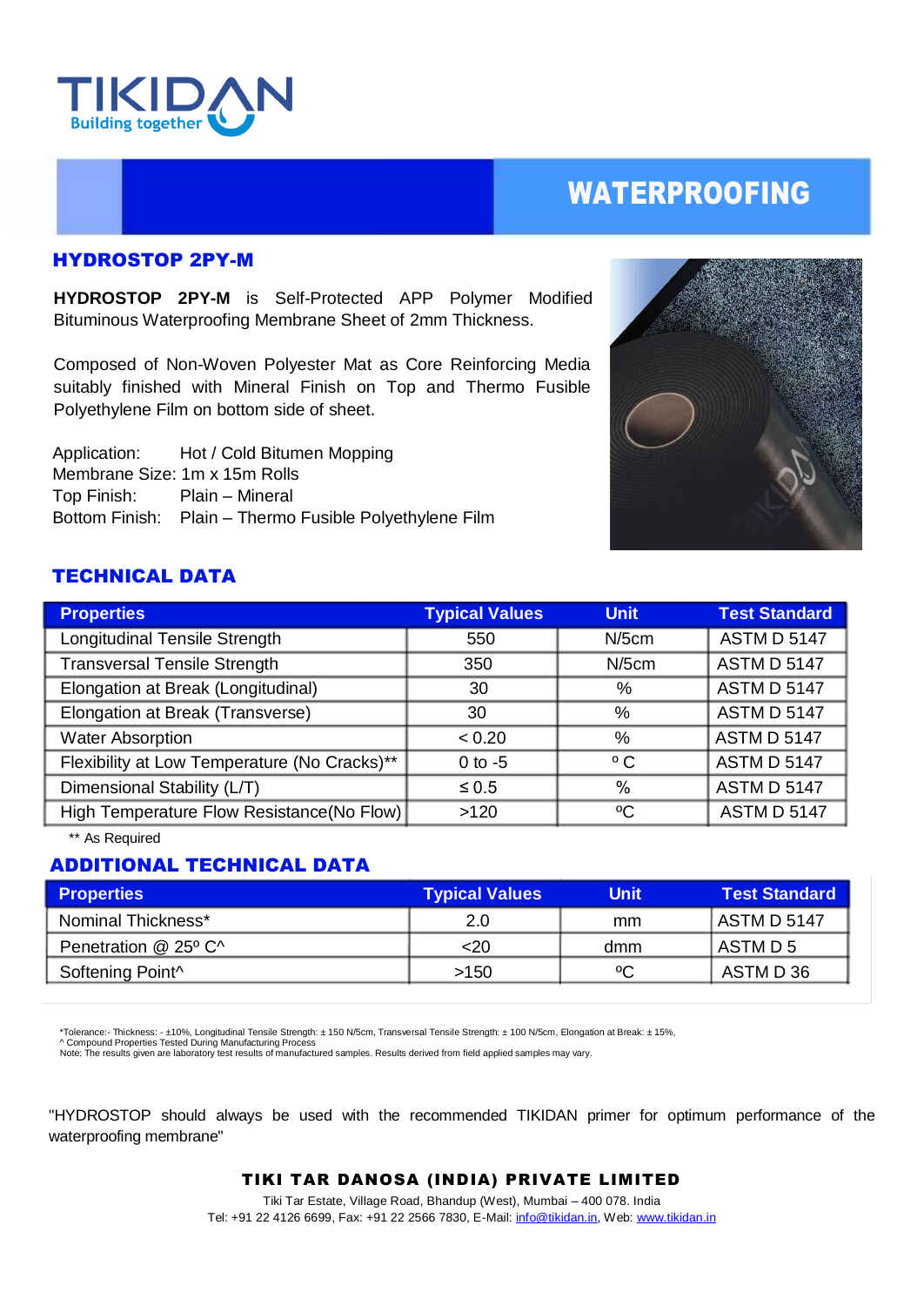TIKIDAN
Building together

# WATERPROOFING

## HYDROSTOP 2PY-M

**HYDROSTOP 2PY-M** is Self-Protected APP Polymer Modified Bituminous Waterproofing Membrane Sheet of 2mm Thickness.

Composed of Non-Woven Polyester Mat as Core Reinforcing Media suitably finished with Mineral Finish on Top and Thermo Fusible Polyethylene Film on bottom side of sheet.

Application: Hot / Cold Bitumen Mopping
Membrane Size: 1m x 15m Rolls
Top Finish: Plain – Mineral
Bottom Finish: Plain – Thermo Fusible Polyethylene Film

## TECHNICAL DATA

| Properties | Typical Values | Unit | Test Standard |
|---|---|---|---|
| Longitudinal Tensile Strength | 550 | N/5cm | ASTM D 5147 |
| Transversal Tensile Strength | 350 | N/5cm | ASTM D 5147 |
| Elongation at Break (Longitudinal) | 30 | % | ASTM D 5147 |
| Elongation at Break (Transverse) | 30 | % | ASTM D 5147 |
| Water Absorption | < 0.20 | % | ASTM D 5147 |
| Flexibility at Low Temperature (No Cracks)** | 0 to -5 | º C | ASTM D 5147 |
| Dimensional Stability (L/T) | ≤ 0.5 | % | ASTM D 5147 |
| High Temperature Flow Resistance(No Flow) | >120 | ºC | ASTM D 5147 |

** As Required

## ADDITIONAL TECHNICAL DATA

| Properties | Typical Values | Unit | Test Standard |
|---|---|---|---|
| Nominal Thickness* | 2.0 | mm | ASTM D 5147 |
| Penetration @ 25º C^ | <20 | dmm | ASTM D 5 |
| Softening Point^ | >150 | ºC | ASTM D 36 |

*Tolerance:- Thickness: - ±10%, Longitudinal Tensile Strength: ± 150 N/5cm, Transversal Tensile Strength: ± 100 N/5cm, Elongation at Break: ± 15%,
^ Compound Properties Tested During Manufacturing Process
Note: The results given are laboratory test results of manufactured samples. Results derived from field applied samples may vary.

"HYDROSTOP should always be used with the recommended TIKIDAN primer for optimum performance of the waterproofing membrane"

**TIKI TAR DANOSA (INDIA) PRIVATE LIMITED**

Tiki Tar Estate, Village Road, Bhandup (West), Mumbai – 400 078. India
Tel: +91 22 4126 6699, Fax: +91 22 2566 7830, E-Mail: info@tikidan.in, Web: www.tikidan.in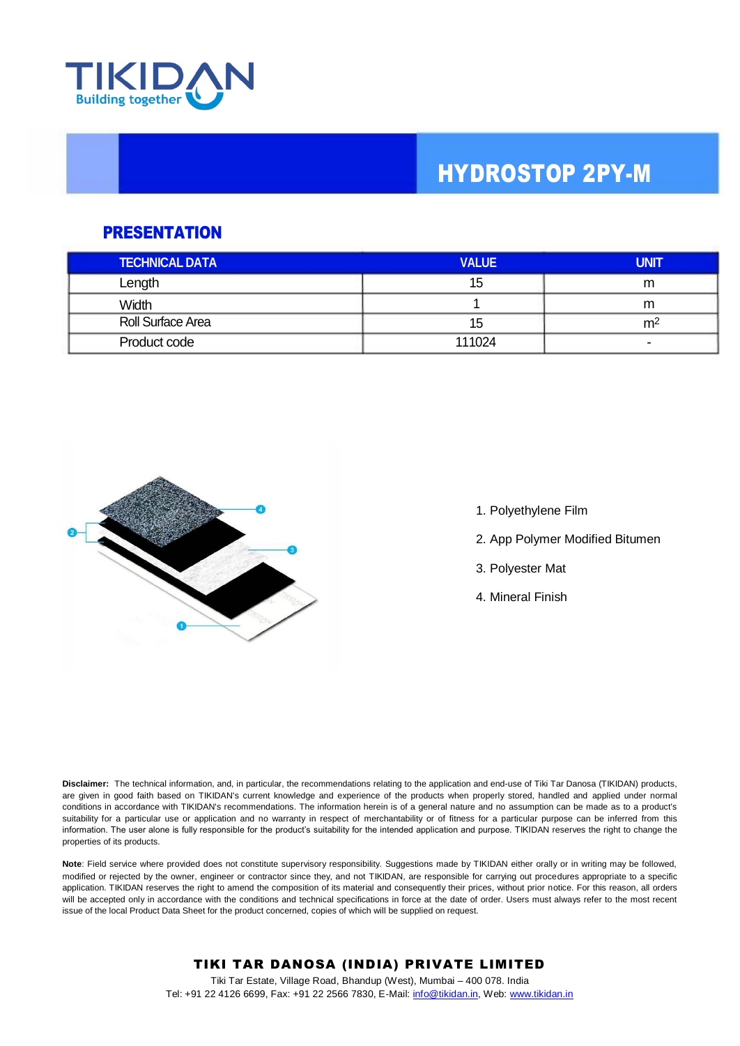# HYDROSTOP 2PY-M

## PRESENTATION

| TECHNICAL DATA | VALUE | UNIT |
|---|---|---|
| Length | 15 | m |
| Width | 1 | m |
| Roll Surface Area | 15 | $m^2$ |
| Product code | 111024 | - |

1. Polyethylene Film
2. App Polymer Modified Bitumen
3. Polyester Mat
4. Mineral Finish

**Disclaimer:** The technical information, and, in particular, the recommendations relating to the application and end-use of Tiki Tar Danosa (TIKIDAN) products, are given in good faith based on TIKIDAN's current knowledge and experience of the products when properly stored, handled and applied under normal conditions in accordance with TIKIDAN's recommendations. The information herein is of a general nature and no assumption can be made as to a product's suitability for a particular use or application and no warranty in respect of merchantability or of fitness for a particular purpose can be inferred from this information. The user alone is fully responsible for the product's suitability for the intended application and purpose. TIKIDAN reserves the right to change the properties of its products.

**Note**: Field service where provided does not constitute supervisory responsibility. Suggestions made by TIKIDAN either orally or in writing may be followed, modified or rejected by the owner, engineer or contractor since they, and not TIKIDAN, are responsible for carrying out procedures appropriate to a specific application. TIKIDAN reserves the right to amend the composition of its material and consequently their prices, without prior notice. For this reason, all orders will be accepted only in accordance with the conditions and technical specifications in force at the date of order. Users must always refer to the most recent issue of the local Product Data Sheet for the product concerned, copies of which will be supplied on request.

**TIKI TAR DANOSA (INDIA) PRIVATE LIMITED**

Tiki Tar Estate, Village Road, Bhandup (West), Mumbai – 400 078. India

Tel: +91 22 4126 6699, Fax: +91 22 2566 7830, E-Mail: info@tikidan.in, Web: www.tikidan.in